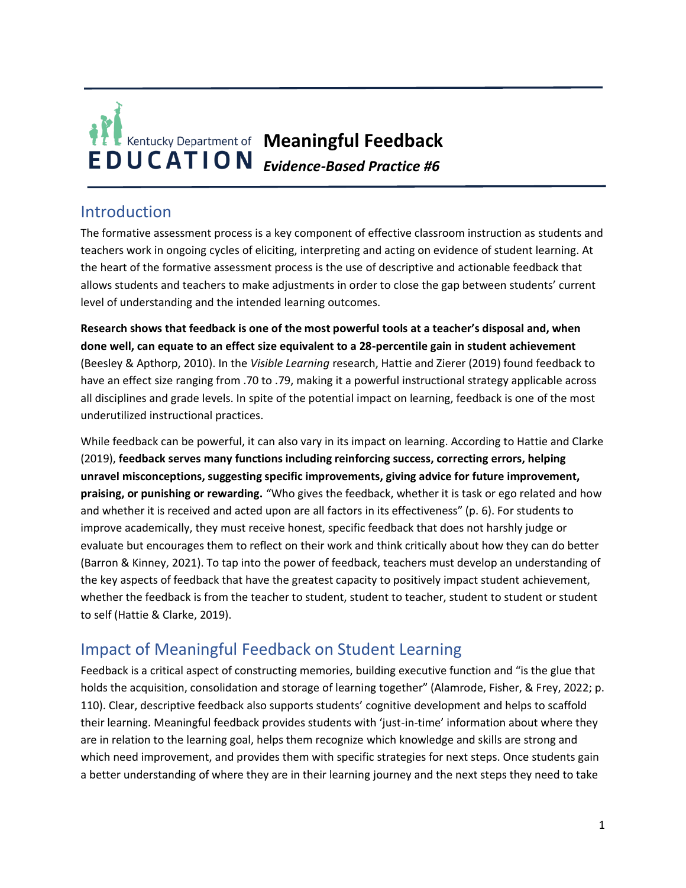Kentucky Department of EDUCATION

# Meaningful Feedback

***Evidence-Based Practice #6***

## Introduction

The formative assessment process is a key component of effective classroom instruction as students and teachers work in ongoing cycles of eliciting, interpreting and acting on evidence of student learning. At the heart of the formative assessment process is the use of descriptive and actionable feedback that allows students and teachers to make adjustments in order to close the gap between students' current level of understanding and the intended learning outcomes.

**Research shows that feedback is one of the most powerful tools at a teacher's disposal and, when done well, can equate to an effect size equivalent to a 28-percentile gain in student achievement** (Beesley & Apthorp, 2010). In the *Visible Learning* research, Hattie and Zierer (2019) found feedback to have an effect size ranging from .70 to .79, making it a powerful instructional strategy applicable across all disciplines and grade levels. In spite of the potential impact on learning, feedback is one of the most underutilized instructional practices.

While feedback can be powerful, it can also vary in its impact on learning. According to Hattie and Clarke (2019), **feedback serves many functions including reinforcing success, correcting errors, helping unravel misconceptions, suggesting specific improvements, giving advice for future improvement, praising, or punishing or rewarding.** "Who gives the feedback, whether it is task or ego related and how and whether it is received and acted upon are all factors in its effectiveness" (p. 6). For students to improve academically, they must receive honest, specific feedback that does not harshly judge or evaluate but encourages them to reflect on their work and think critically about how they can do better (Barron & Kinney, 2021). To tap into the power of feedback, teachers must develop an understanding of the key aspects of feedback that have the greatest capacity to positively impact student achievement, whether the feedback is from the teacher to student, student to teacher, student to student or student to self (Hattie & Clarke, 2019).

## Impact of Meaningful Feedback on Student Learning

Feedback is a critical aspect of constructing memories, building executive function and "is the glue that holds the acquisition, consolidation and storage of learning together" (Alamrode, Fisher, & Frey, 2022; p. 110). Clear, descriptive feedback also supports students' cognitive development and helps to scaffold their learning. Meaningful feedback provides students with 'just-in-time' information about where they are in relation to the learning goal, helps them recognize which knowledge and skills are strong and which need improvement, and provides them with specific strategies for next steps. Once students gain a better understanding of where they are in their learning journey and the next steps they need to take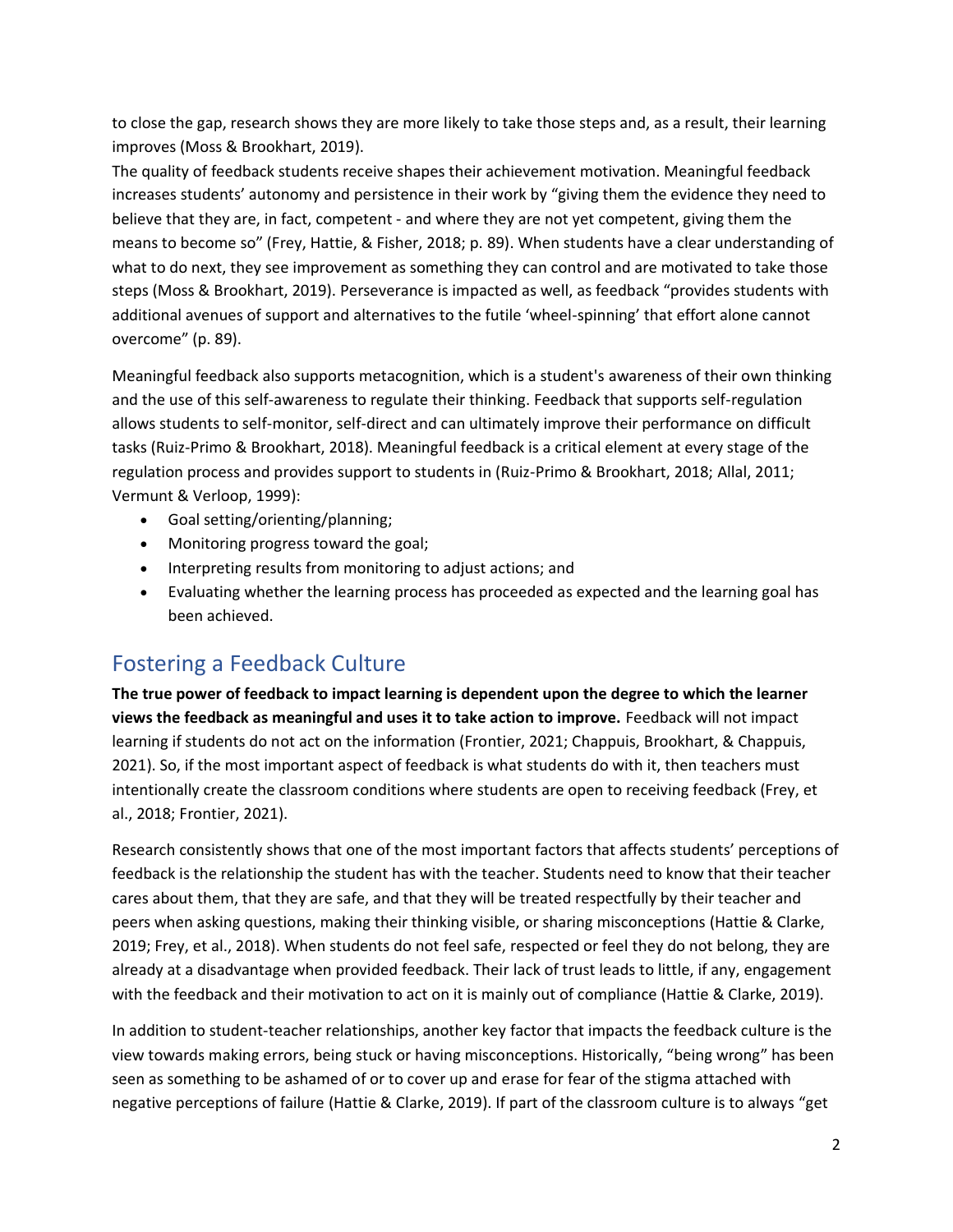to close the gap, research shows they are more likely to take those steps and, as a result, their learning improves (Moss & Brookhart, 2019).

The quality of feedback students receive shapes their achievement motivation. Meaningful feedback increases students' autonomy and persistence in their work by "giving them the evidence they need to believe that they are, in fact, competent - and where they are not yet competent, giving them the means to become so" (Frey, Hattie, & Fisher, 2018; p. 89). When students have a clear understanding of what to do next, they see improvement as something they can control and are motivated to take those steps (Moss & Brookhart, 2019). Perseverance is impacted as well, as feedback "provides students with additional avenues of support and alternatives to the futile 'wheel-spinning' that effort alone cannot overcome" (p. 89).

Meaningful feedback also supports metacognition, which is a student's awareness of their own thinking and the use of this self-awareness to regulate their thinking. Feedback that supports self-regulation allows students to self-monitor, self-direct and can ultimately improve their performance on difficult tasks (Ruiz-Primo & Brookhart, 2018). Meaningful feedback is a critical element at every stage of the regulation process and provides support to students in (Ruiz-Primo & Brookhart, 2018; Allal, 2011; Vermunt & Verloop, 1999):

- Goal setting/orienting/planning;
- Monitoring progress toward the goal;
- Interpreting results from monitoring to adjust actions; and
- Evaluating whether the learning process has proceeded as expected and the learning goal has been achieved.

## Fostering a Feedback Culture

**The true power of feedback to impact learning is dependent upon the degree to which the learner views the feedback as meaningful and uses it to take action to improve.** Feedback will not impact learning if students do not act on the information (Frontier, 2021; Chappuis, Brookhart, & Chappuis, 2021). So, if the most important aspect of feedback is what students do with it, then teachers must intentionally create the classroom conditions where students are open to receiving feedback (Frey, et al., 2018; Frontier, 2021).

Research consistently shows that one of the most important factors that affects students' perceptions of feedback is the relationship the student has with the teacher. Students need to know that their teacher cares about them, that they are safe, and that they will be treated respectfully by their teacher and peers when asking questions, making their thinking visible, or sharing misconceptions (Hattie & Clarke, 2019; Frey, et al., 2018). When students do not feel safe, respected or feel they do not belong, they are already at a disadvantage when provided feedback. Their lack of trust leads to little, if any, engagement with the feedback and their motivation to act on it is mainly out of compliance (Hattie & Clarke, 2019).

In addition to student-teacher relationships, another key factor that impacts the feedback culture is the view towards making errors, being stuck or having misconceptions. Historically, "being wrong" has been seen as something to be ashamed of or to cover up and erase for fear of the stigma attached with negative perceptions of failure (Hattie & Clarke, 2019). If part of the classroom culture is to always "get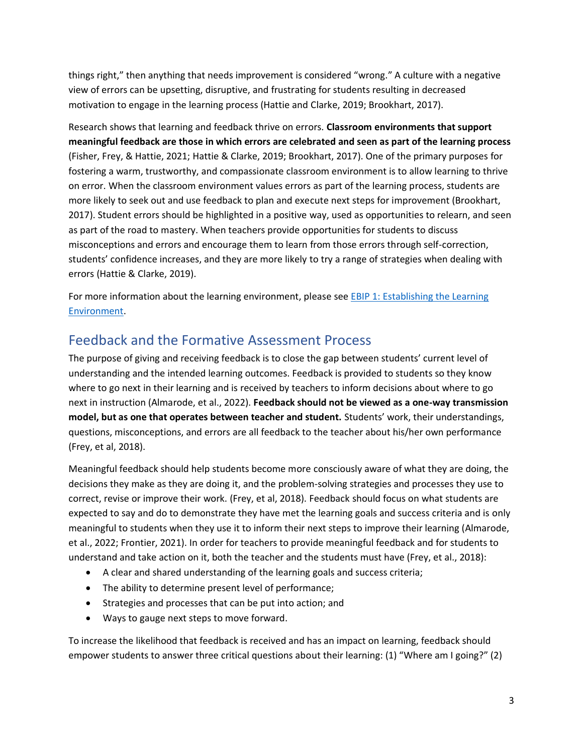things right," then anything that needs improvement is considered "wrong." A culture with a negative view of errors can be upsetting, disruptive, and frustrating for students resulting in decreased motivation to engage in the learning process (Hattie and Clarke, 2019; Brookhart, 2017).

Research shows that learning and feedback thrive on errors. **Classroom environments that support meaningful feedback are those in which errors are celebrated and seen as part of the learning process** (Fisher, Frey, & Hattie, 2021; Hattie & Clarke, 2019; Brookhart, 2017). One of the primary purposes for fostering a warm, trustworthy, and compassionate classroom environment is to allow learning to thrive on error. When the classroom environment values errors as part of the learning process, students are more likely to seek out and use feedback to plan and execute next steps for improvement (Brookhart, 2017). Student errors should be highlighted in a positive way, used as opportunities to relearn, and seen as part of the road to mastery. When teachers provide opportunities for students to discuss misconceptions and errors and encourage them to learn from those errors through self-correction, students' confidence increases, and they are more likely to try a range of strategies when dealing with errors (Hattie & Clarke, 2019).

For more information about the learning environment, please see [EBIP 1: Establishing the Learning Environment](#).

## Feedback and the Formative Assessment Process

The purpose of giving and receiving feedback is to close the gap between students' current level of understanding and the intended learning outcomes. Feedback is provided to students so they know where to go next in their learning and is received by teachers to inform decisions about where to go next in instruction (Almarode, et al., 2022). **Feedback should not be viewed as a one-way transmission model, but as one that operates between teacher and student.** Students' work, their understandings, questions, misconceptions, and errors are all feedback to the teacher about his/her own performance (Frey, et al, 2018).

Meaningful feedback should help students become more consciously aware of what they are doing, the decisions they make as they are doing it, and the problem-solving strategies and processes they use to correct, revise or improve their work. (Frey, et al, 2018). Feedback should focus on what students are expected to say and do to demonstrate they have met the learning goals and success criteria and is only meaningful to students when they use it to inform their next steps to improve their learning (Almarode, et al., 2022; Frontier, 2021). In order for teachers to provide meaningful feedback and for students to understand and take action on it, both the teacher and the students must have (Frey, et al., 2018):

- A clear and shared understanding of the learning goals and success criteria;
- The ability to determine present level of performance;
- Strategies and processes that can be put into action; and
- Ways to gauge next steps to move forward.

To increase the likelihood that feedback is received and has an impact on learning, feedback should empower students to answer three critical questions about their learning: (1) "Where am I going?" (2)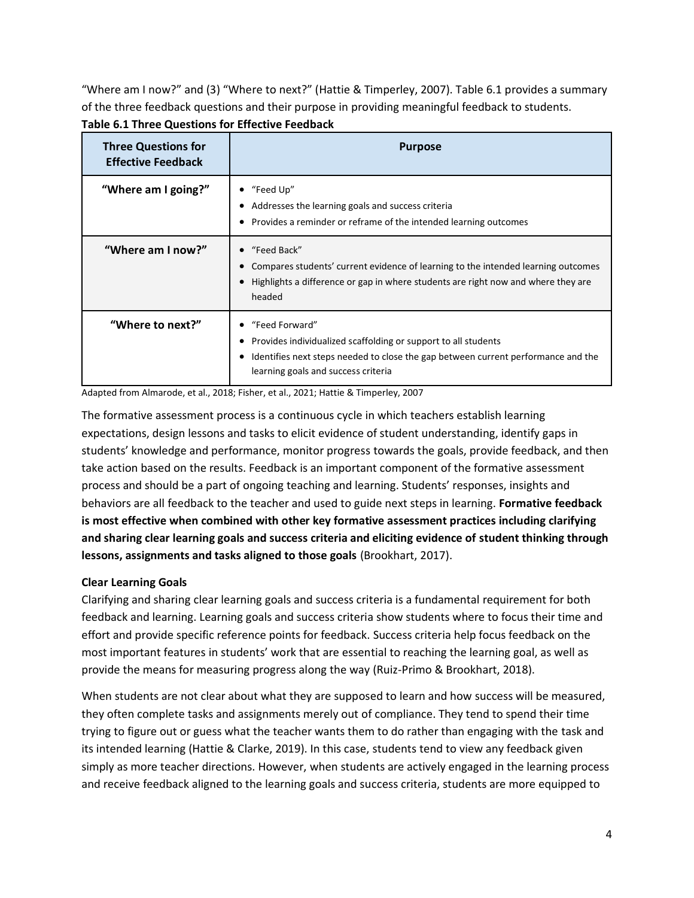"Where am I now?" and (3) "Where to next?" (Hattie & Timperley, 2007). Table 6.1 provides a summary of the three feedback questions and their purpose in providing meaningful feedback to students.

**Table 6.1 Three Questions for Effective Feedback**

| Three Questions for Effective Feedback | Purpose |
|---|---|
| **"Where am I going?"** | • "Feed Up"<br>• Addresses the learning goals and success criteria<br>• Provides a reminder or reframe of the intended learning outcomes |
| **"Where am I now?"** | • "Feed Back"<br>• Compares students' current evidence of learning to the intended learning outcomes<br>• Highlights a difference or gap in where students are right now and where they are headed |
| **"Where to next?"** | • "Feed Forward"<br>• Provides individualized scaffolding or support to all students<br>• Identifies next steps needed to close the gap between current performance and the learning goals and success criteria |

Adapted from Almarode, et al., 2018; Fisher, et al., 2021; Hattie & Timperley, 2007

The formative assessment process is a continuous cycle in which teachers establish learning expectations, design lessons and tasks to elicit evidence of student understanding, identify gaps in students' knowledge and performance, monitor progress towards the goals, provide feedback, and then take action based on the results. Feedback is an important component of the formative assessment process and should be a part of ongoing teaching and learning. Students' responses, insights and behaviors are all feedback to the teacher and used to guide next steps in learning. **Formative feedback is most effective when combined with other key formative assessment practices including clarifying and sharing clear learning goals and success criteria and eliciting evidence of student thinking through lessons, assignments and tasks aligned to those goals** (Brookhart, 2017).

**Clear Learning Goals**

Clarifying and sharing clear learning goals and success criteria is a fundamental requirement for both feedback and learning. Learning goals and success criteria show students where to focus their time and effort and provide specific reference points for feedback. Success criteria help focus feedback on the most important features in students' work that are essential to reaching the learning goal, as well as provide the means for measuring progress along the way (Ruiz-Primo & Brookhart, 2018).

When students are not clear about what they are supposed to learn and how success will be measured, they often complete tasks and assignments merely out of compliance. They tend to spend their time trying to figure out or guess what the teacher wants them to do rather than engaging with the task and its intended learning (Hattie & Clarke, 2019). In this case, students tend to view any feedback given simply as more teacher directions. However, when students are actively engaged in the learning process and receive feedback aligned to the learning goals and success criteria, students are more equipped to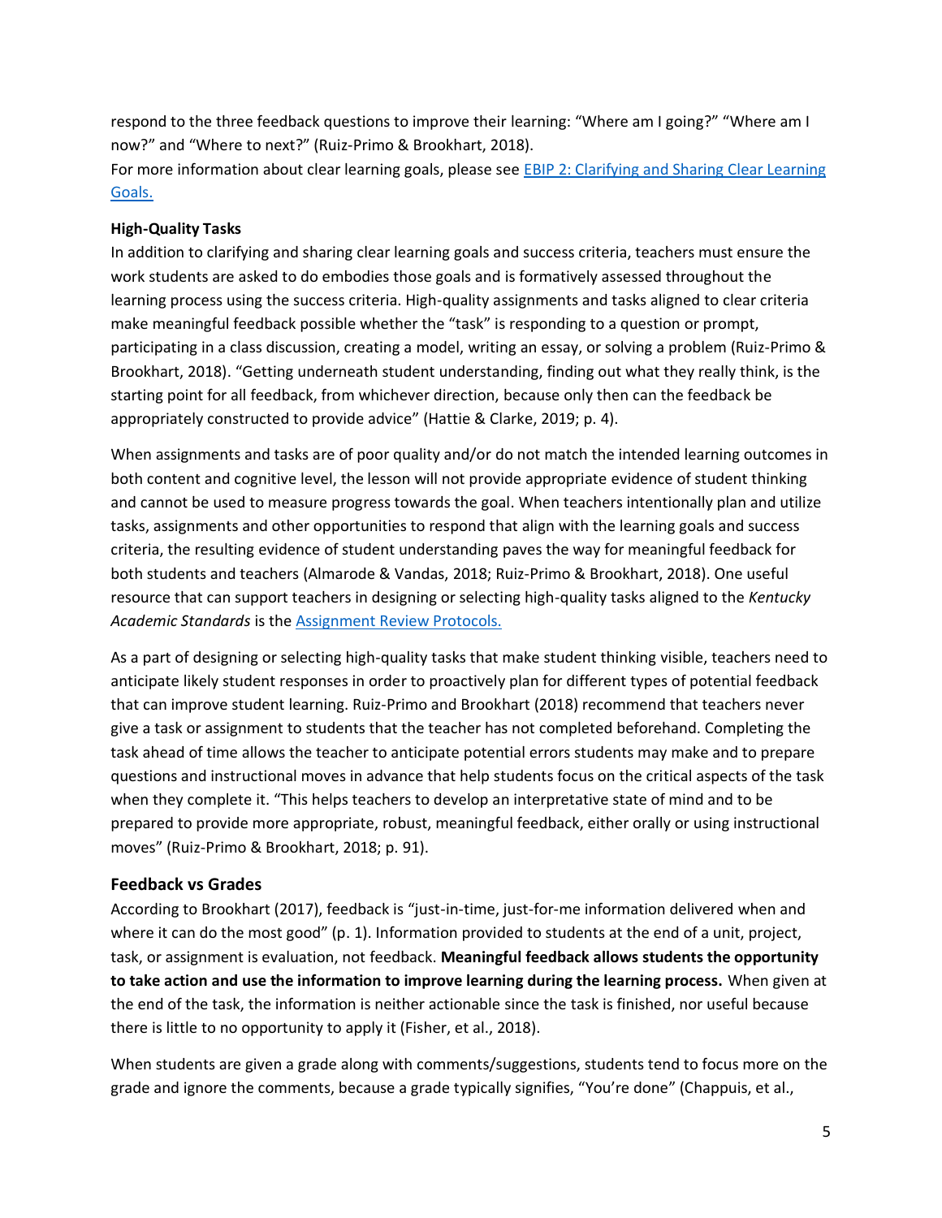respond to the three feedback questions to improve their learning: “Where am I going?” “Where am I now?” and “Where to next?” (Ruiz-Primo & Brookhart, 2018).
For more information about clear learning goals, please see [EBIP 2: Clarifying and Sharing Clear Learning Goals.]()

**High-Quality Tasks**
In addition to clarifying and sharing clear learning goals and success criteria, teachers must ensure the work students are asked to do embodies those goals and is formatively assessed throughout the learning process using the success criteria. High-quality assignments and tasks aligned to clear criteria make meaningful feedback possible whether the “task” is responding to a question or prompt, participating in a class discussion, creating a model, writing an essay, or solving a problem (Ruiz-Primo & Brookhart, 2018). “Getting underneath student understanding, finding out what they really think, is the starting point for all feedback, from whichever direction, because only then can the feedback be appropriately constructed to provide advice” (Hattie & Clarke, 2019; p. 4).

When assignments and tasks are of poor quality and/or do not match the intended learning outcomes in both content and cognitive level, the lesson will not provide appropriate evidence of student thinking and cannot be used to measure progress towards the goal. When teachers intentionally plan and utilize tasks, assignments and other opportunities to respond that align with the learning goals and success criteria, the resulting evidence of student understanding paves the way for meaningful feedback for both students and teachers (Almarode & Vandas, 2018; Ruiz-Primo & Brookhart, 2018). One useful resource that can support teachers in designing or selecting high-quality tasks aligned to the *Kentucky Academic Standards* is the [Assignment Review Protocols.]()

As a part of designing or selecting high-quality tasks that make student thinking visible, teachers need to anticipate likely student responses in order to proactively plan for different types of potential feedback that can improve student learning. Ruiz-Primo and Brookhart (2018) recommend that teachers never give a task or assignment to students that the teacher has not completed beforehand. Completing the task ahead of time allows the teacher to anticipate potential errors students may make and to prepare questions and instructional moves in advance that help students focus on the critical aspects of the task when they complete it. “This helps teachers to develop an interpretative state of mind and to be prepared to provide more appropriate, robust, meaningful feedback, either orally or using instructional moves” (Ruiz-Primo & Brookhart, 2018; p. 91).

### Feedback vs Grades

According to Brookhart (2017), feedback is “just-in-time, just-for-me information delivered when and where it can do the most good” (p. 1). Information provided to students at the end of a unit, project, task, or assignment is evaluation, not feedback. **Meaningful feedback allows students the opportunity to take action and use the information to improve learning during the learning process.** When given at the end of the task, the information is neither actionable since the task is finished, nor useful because there is little to no opportunity to apply it (Fisher, et al., 2018).

When students are given a grade along with comments/suggestions, students tend to focus more on the grade and ignore the comments, because a grade typically signifies, “You’re done” (Chappuis, et al.,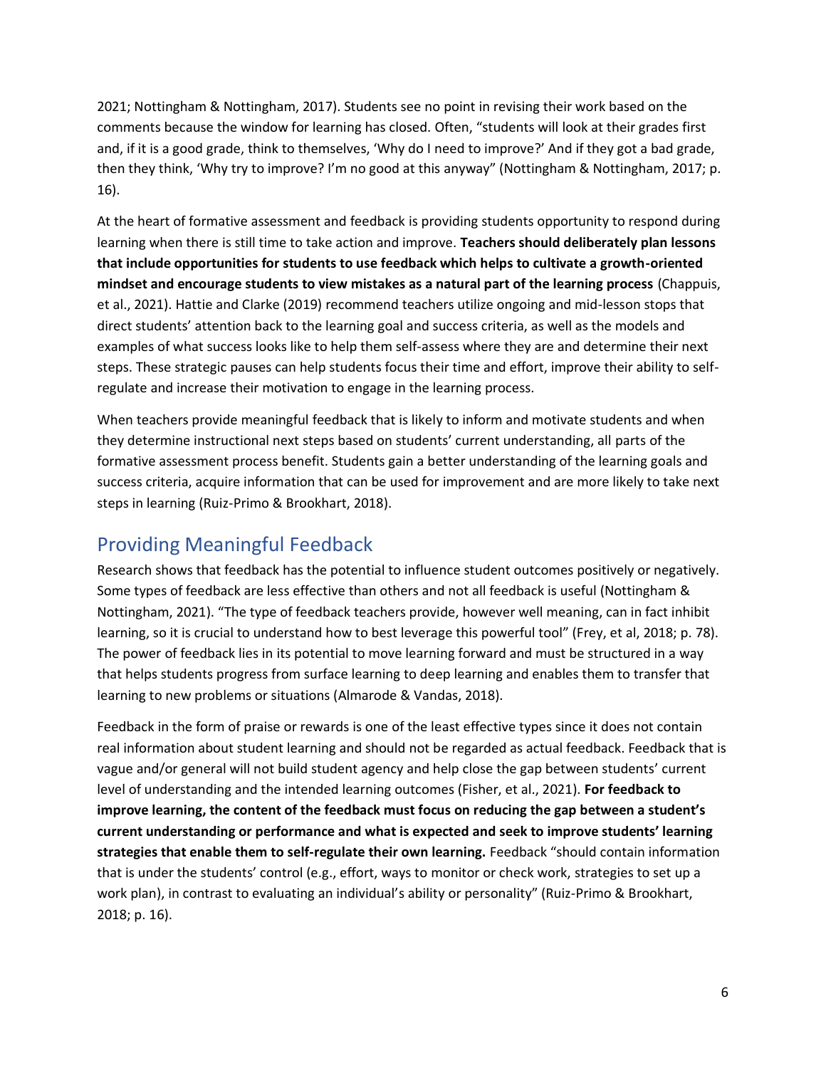2021; Nottingham & Nottingham, 2017). Students see no point in revising their work based on the comments because the window for learning has closed. Often, “students will look at their grades first and, if it is a good grade, think to themselves, ‘Why do I need to improve?’ And if they got a bad grade, then they think, ‘Why try to improve? I’m no good at this anyway” (Nottingham & Nottingham, 2017; p. 16).

At the heart of formative assessment and feedback is providing students opportunity to respond during learning when there is still time to take action and improve. **Teachers should deliberately plan lessons that include opportunities for students to use feedback which helps to cultivate a growth-oriented mindset and encourage students to view mistakes as a natural part of the learning process** (Chappuis, et al., 2021). Hattie and Clarke (2019) recommend teachers utilize ongoing and mid-lesson stops that direct students’ attention back to the learning goal and success criteria, as well as the models and examples of what success looks like to help them self-assess where they are and determine their next steps. These strategic pauses can help students focus their time and effort, improve their ability to self-regulate and increase their motivation to engage in the learning process.

When teachers provide meaningful feedback that is likely to inform and motivate students and when they determine instructional next steps based on students’ current understanding, all parts of the formative assessment process benefit. Students gain a better understanding of the learning goals and success criteria, acquire information that can be used for improvement and are more likely to take next steps in learning (Ruiz-Primo & Brookhart, 2018).

## Providing Meaningful Feedback

Research shows that feedback has the potential to influence student outcomes positively or negatively. Some types of feedback are less effective than others and not all feedback is useful (Nottingham & Nottingham, 2021). “The type of feedback teachers provide, however well meaning, can in fact inhibit learning, so it is crucial to understand how to best leverage this powerful tool” (Frey, et al, 2018; p. 78). The power of feedback lies in its potential to move learning forward and must be structured in a way that helps students progress from surface learning to deep learning and enables them to transfer that learning to new problems or situations (Almarode & Vandas, 2018).

Feedback in the form of praise or rewards is one of the least effective types since it does not contain real information about student learning and should not be regarded as actual feedback. Feedback that is vague and/or general will not build student agency and help close the gap between students’ current level of understanding and the intended learning outcomes (Fisher, et al., 2021). **For feedback to improve learning, the content of the feedback must focus on reducing the gap between a student’s current understanding or performance and what is expected and seek to improve students’ learning strategies that enable them to self-regulate their own learning.** Feedback “should contain information that is under the students’ control (e.g., effort, ways to monitor or check work, strategies to set up a work plan), in contrast to evaluating an individual’s ability or personality” (Ruiz-Primo & Brookhart, 2018; p. 16).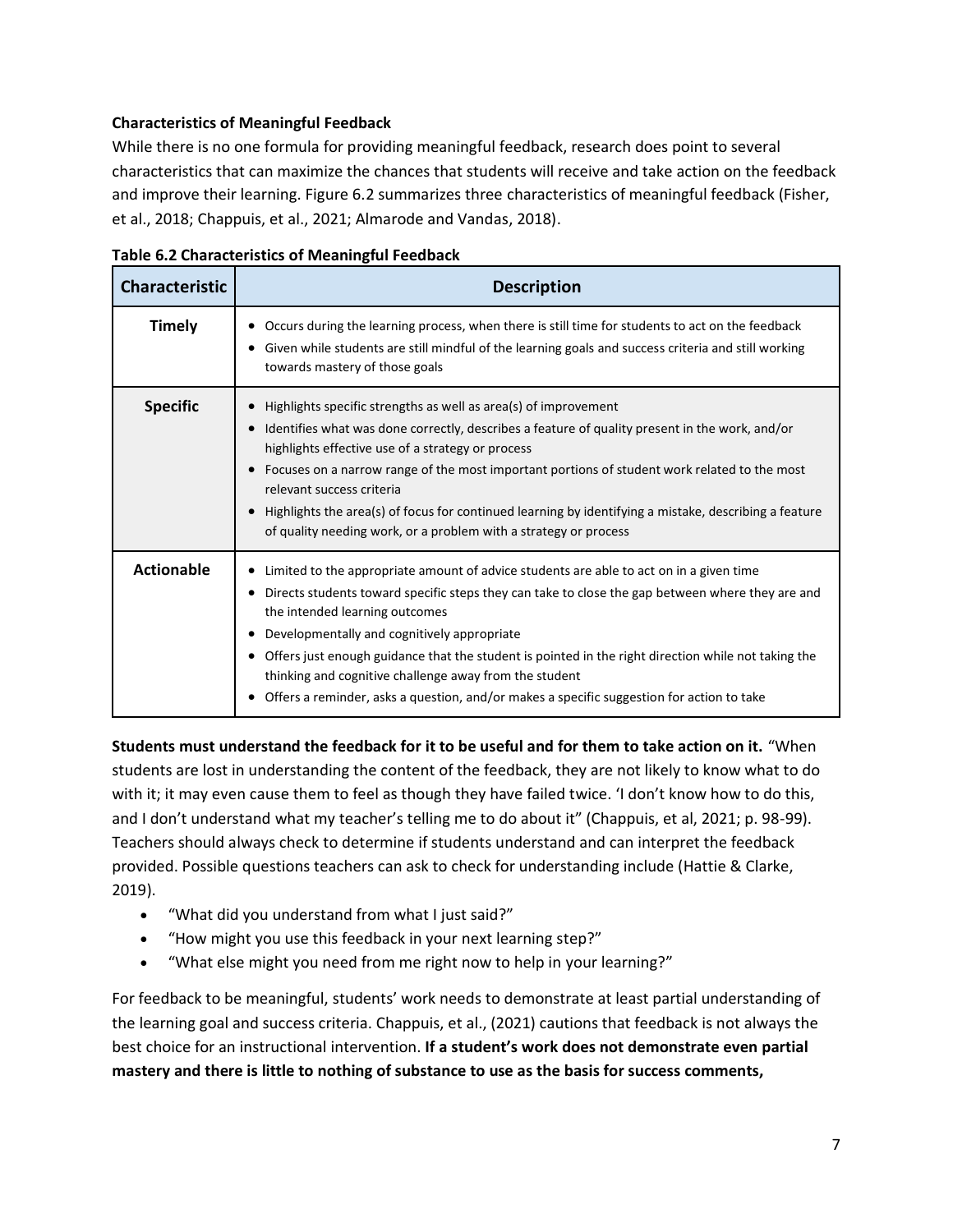**Characteristics of Meaningful Feedback**

While there is no one formula for providing meaningful feedback, research does point to several characteristics that can maximize the chances that students will receive and take action on the feedback and improve their learning. Figure 6.2 summarizes three characteristics of meaningful feedback (Fisher, et al., 2018; Chappuis, et al., 2021; Almarode and Vandas, 2018).

**Table 6.2 Characteristics of Meaningful Feedback**

| Characteristic | Description |
|---|---|
| **Timely** | • Occurs during the learning process, when there is still time for students to act on the feedback<br>• Given while students are still mindful of the learning goals and success criteria and still working towards mastery of those goals |
| **Specific** | • Highlights specific strengths as well as area(s) of improvement<br>• Identifies what was done correctly, describes a feature of quality present in the work, and/or highlights effective use of a strategy or process<br>• Focuses on a narrow range of the most important portions of student work related to the most relevant success criteria<br>• Highlights the area(s) of focus for continued learning by identifying a mistake, describing a feature of quality needing work, or a problem with a strategy or process |
| **Actionable** | • Limited to the appropriate amount of advice students are able to act on in a given time<br>• Directs students toward specific steps they can take to close the gap between where they are and the intended learning outcomes<br>• Developmentally and cognitively appropriate<br>• Offers just enough guidance that the student is pointed in the right direction while not taking the thinking and cognitive challenge away from the student<br>• Offers a reminder, asks a question, and/or makes a specific suggestion for action to take |

**Students must understand the feedback for it to be useful and for them to take action on it.** "When students are lost in understanding the content of the feedback, they are not likely to know what to do with it; it may even cause them to feel as though they have failed twice. 'I don't know how to do this, and I don't understand what my teacher's telling me to do about it" (Chappuis, et al, 2021; p. 98-99). Teachers should always check to determine if students understand and can interpret the feedback provided. Possible questions teachers can ask to check for understanding include (Hattie & Clarke, 2019).

- "What did you understand from what I just said?"
- "How might you use this feedback in your next learning step?"
- "What else might you need from me right now to help in your learning?"

For feedback to be meaningful, students' work needs to demonstrate at least partial understanding of the learning goal and success criteria. Chappuis, et al., (2021) cautions that feedback is not always the best choice for an instructional intervention. **If a student's work does not demonstrate even partial mastery and there is little to nothing of substance to use as the basis for success comments,**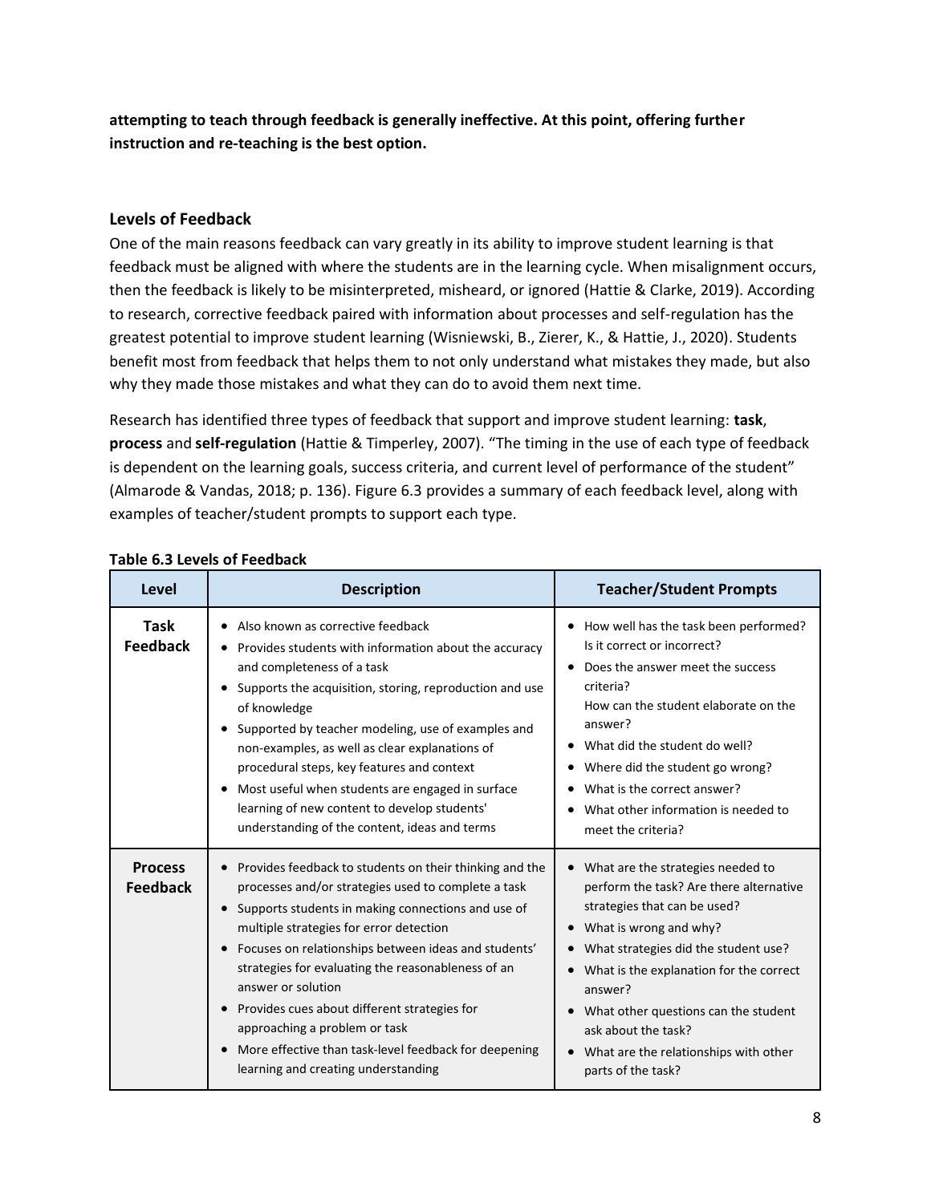**attempting to teach through feedback is generally ineffective. At this point, offering further instruction and re-teaching is the best option.**

### Levels of Feedback

One of the main reasons feedback can vary greatly in its ability to improve student learning is that feedback must be aligned with where the students are in the learning cycle. When misalignment occurs, then the feedback is likely to be misinterpreted, misheard, or ignored (Hattie & Clarke, 2019). According to research, corrective feedback paired with information about processes and self-regulation has the greatest potential to improve student learning (Wisniewski, B., Zierer, K., & Hattie, J., 2020). Students benefit most from feedback that helps them to not only understand what mistakes they made, but also why they made those mistakes and what they can do to avoid them next time.

Research has identified three types of feedback that support and improve student learning: **task**, **process** and **self-regulation** (Hattie & Timperley, 2007). "The timing in the use of each type of feedback is dependent on the learning goals, success criteria, and current level of performance of the student" (Almarode & Vandas, 2018; p. 136). Figure 6.3 provides a summary of each feedback level, along with examples of teacher/student prompts to support each type.

**Table 6.3 Levels of Feedback**

| Level | Description | Teacher/Student Prompts |
|---|---|---|
| **Task Feedback** | • Also known as corrective feedback<br>• Provides students with information about the accuracy and completeness of a task<br>• Supports the acquisition, storing, reproduction and use of knowledge<br>• Supported by teacher modeling, use of examples and non-examples, as well as clear explanations of procedural steps, key features and context<br>• Most useful when students are engaged in surface learning of new content to develop students' understanding of the content, ideas and terms | • How well has the task been performed? Is it correct or incorrect?<br>• Does the answer meet the success criteria? How can the student elaborate on the answer?<br>• What did the student do well?<br>• Where did the student go wrong?<br>• What is the correct answer?<br>• What other information is needed to meet the criteria? |
| **Process Feedback** | • Provides feedback to students on their thinking and the processes and/or strategies used to complete a task<br>• Supports students in making connections and use of multiple strategies for error detection<br>• Focuses on relationships between ideas and students' strategies for evaluating the reasonableness of an answer or solution<br>• Provides cues about different strategies for approaching a problem or task<br>• More effective than task-level feedback for deepening learning and creating understanding | • What are the strategies needed to perform the task? Are there alternative strategies that can be used?<br>• What is wrong and why?<br>• What strategies did the student use?<br>• What is the explanation for the correct answer?<br>• What other questions can the student ask about the task?<br>• What are the relationships with other parts of the task? |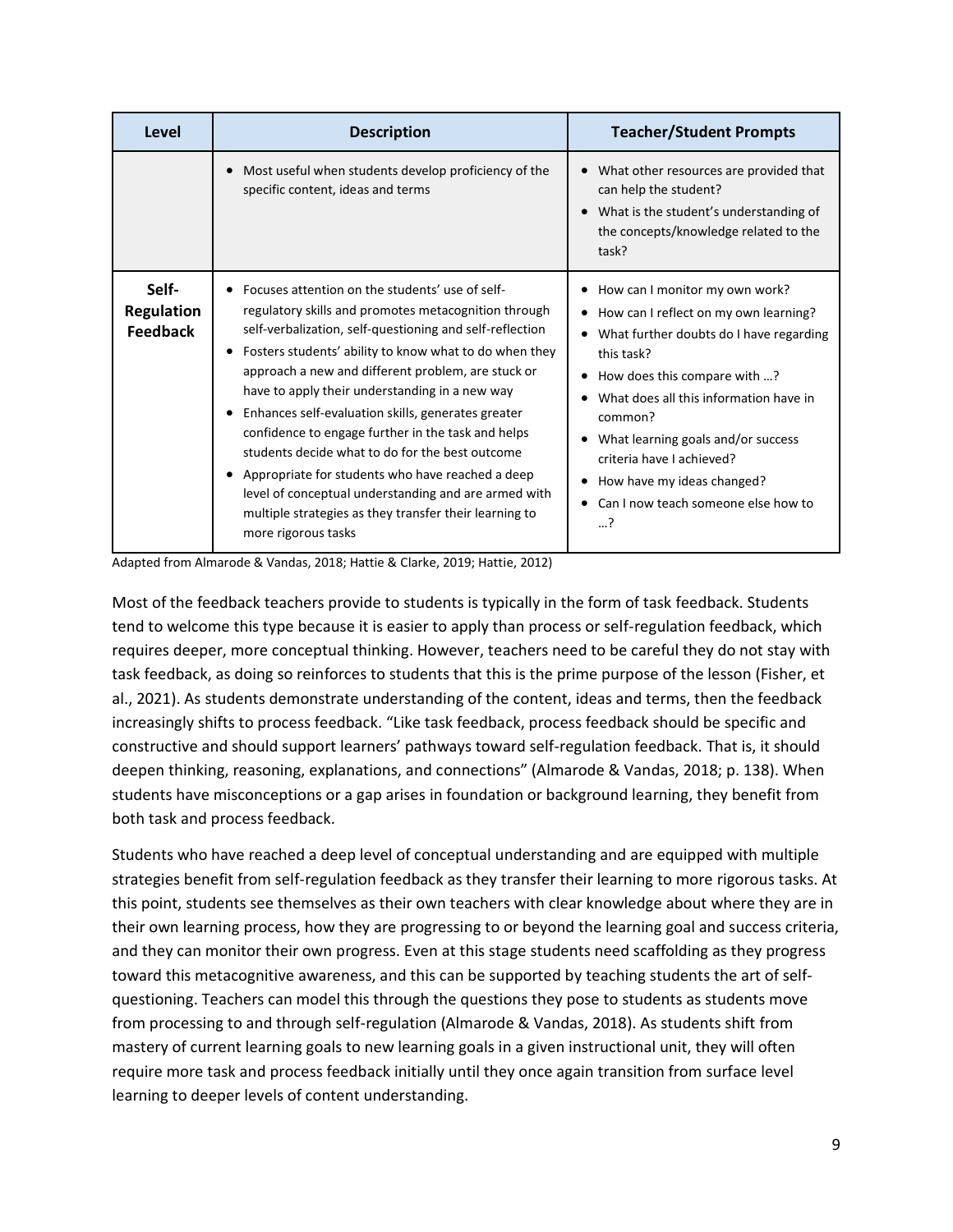| Level | Description | Teacher/Student Prompts |
|---|---|---|
| | • Most useful when students develop proficiency of the specific content, ideas and terms | • What other resources are provided that can help the student? • What is the student's understanding of the concepts/knowledge related to the task? |
| **Self-Regulation Feedback** | • Focuses attention on the students' use of self-regulatory skills and promotes metacognition through self-verbalization, self-questioning and self-reflection • Fosters students' ability to know what to do when they approach a new and different problem, are stuck or have to apply their understanding in a new way • Enhances self-evaluation skills, generates greater confidence to engage further in the task and helps students decide what to do for the best outcome • Appropriate for students who have reached a deep level of conceptual understanding and are armed with multiple strategies as they transfer their learning to more rigorous tasks | • How can I monitor my own work? • How can I reflect on my own learning? • What further doubts do I have regarding this task? • How does this compare with …? • What does all this information have in common? • What learning goals and/or success criteria have I achieved? • How have my ideas changed? • Can I now teach someone else how to …? |

Adapted from Almarode & Vandas, 2018; Hattie & Clarke, 2019; Hattie, 2012)

Most of the feedback teachers provide to students is typically in the form of task feedback. Students tend to welcome this type because it is easier to apply than process or self-regulation feedback, which requires deeper, more conceptual thinking. However, teachers need to be careful they do not stay with task feedback, as doing so reinforces to students that this is the prime purpose of the lesson (Fisher, et al., 2021). As students demonstrate understanding of the content, ideas and terms, then the feedback increasingly shifts to process feedback. "Like task feedback, process feedback should be specific and constructive and should support learners' pathways toward self-regulation feedback. That is, it should deepen thinking, reasoning, explanations, and connections" (Almarode & Vandas, 2018; p. 138). When students have misconceptions or a gap arises in foundation or background learning, they benefit from both task and process feedback.

Students who have reached a deep level of conceptual understanding and are equipped with multiple strategies benefit from self-regulation feedback as they transfer their learning to more rigorous tasks. At this point, students see themselves as their own teachers with clear knowledge about where they are in their own learning process, how they are progressing to or beyond the learning goal and success criteria, and they can monitor their own progress. Even at this stage students need scaffolding as they progress toward this metacognitive awareness, and this can be supported by teaching students the art of self-questioning. Teachers can model this through the questions they pose to students as students move from processing to and through self-regulation (Almarode & Vandas, 2018). As students shift from mastery of current learning goals to new learning goals in a given instructional unit, they will often require more task and process feedback initially until they once again transition from surface level learning to deeper levels of content understanding.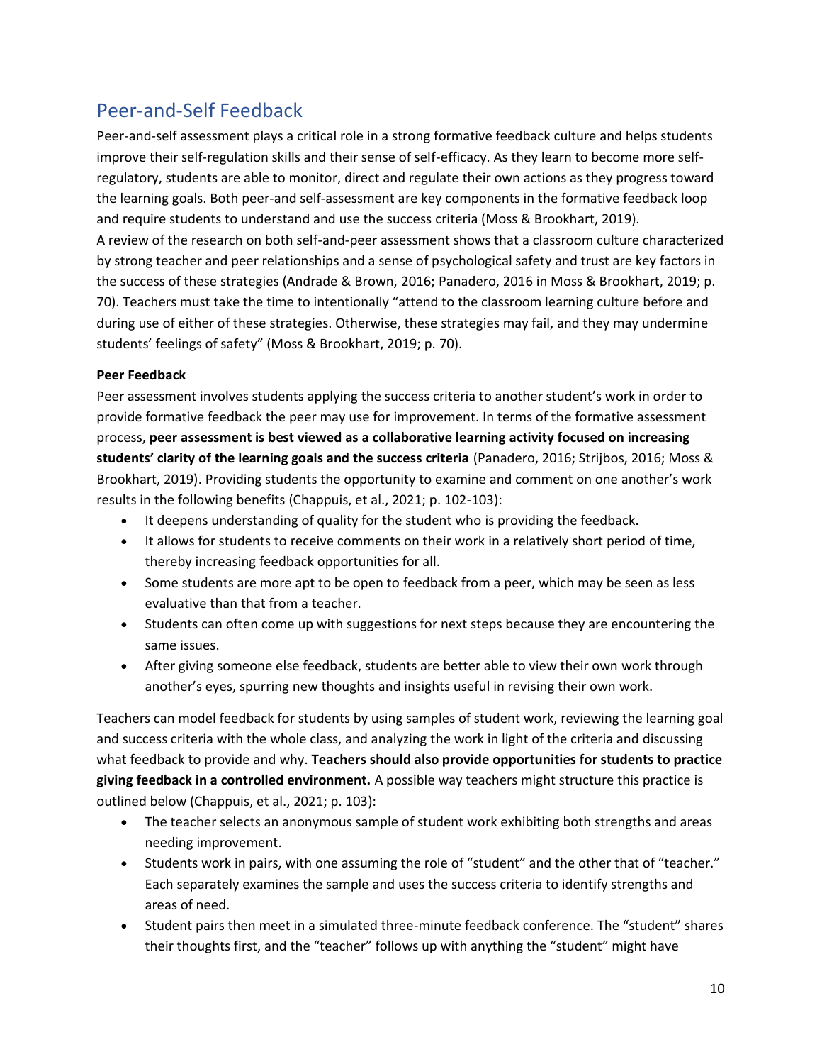## Peer-and-Self Feedback

Peer-and-self assessment plays a critical role in a strong formative feedback culture and helps students improve their self-regulation skills and their sense of self-efficacy. As they learn to become more self-regulatory, students are able to monitor, direct and regulate their own actions as they progress toward the learning goals. Both peer-and self-assessment are key components in the formative feedback loop and require students to understand and use the success criteria (Moss & Brookhart, 2019).

A review of the research on both self-and-peer assessment shows that a classroom culture characterized by strong teacher and peer relationships and a sense of psychological safety and trust are key factors in the success of these strategies (Andrade & Brown, 2016; Panadero, 2016 in Moss & Brookhart, 2019; p. 70). Teachers must take the time to intentionally "attend to the classroom learning culture before and during use of either of these strategies. Otherwise, these strategies may fail, and they may undermine students' feelings of safety" (Moss & Brookhart, 2019; p. 70).

**Peer Feedback**

Peer assessment involves students applying the success criteria to another student's work in order to provide formative feedback the peer may use for improvement. In terms of the formative assessment process, **peer assessment is best viewed as a collaborative learning activity focused on increasing students' clarity of the learning goals and the success criteria** (Panadero, 2016; Strijbos, 2016; Moss & Brookhart, 2019). Providing students the opportunity to examine and comment on one another's work results in the following benefits (Chappuis, et al., 2021; p. 102-103):

- It deepens understanding of quality for the student who is providing the feedback.
- It allows for students to receive comments on their work in a relatively short period of time, thereby increasing feedback opportunities for all.
- Some students are more apt to be open to feedback from a peer, which may be seen as less evaluative than that from a teacher.
- Students can often come up with suggestions for next steps because they are encountering the same issues.
- After giving someone else feedback, students are better able to view their own work through another's eyes, spurring new thoughts and insights useful in revising their own work.

Teachers can model feedback for students by using samples of student work, reviewing the learning goal and success criteria with the whole class, and analyzing the work in light of the criteria and discussing what feedback to provide and why. **Teachers should also provide opportunities for students to practice giving feedback in a controlled environment.** A possible way teachers might structure this practice is outlined below (Chappuis, et al., 2021; p. 103):

- The teacher selects an anonymous sample of student work exhibiting both strengths and areas needing improvement.
- Students work in pairs, with one assuming the role of "student" and the other that of "teacher." Each separately examines the sample and uses the success criteria to identify strengths and areas of need.
- Student pairs then meet in a simulated three-minute feedback conference. The "student" shares their thoughts first, and the "teacher" follows up with anything the "student" might have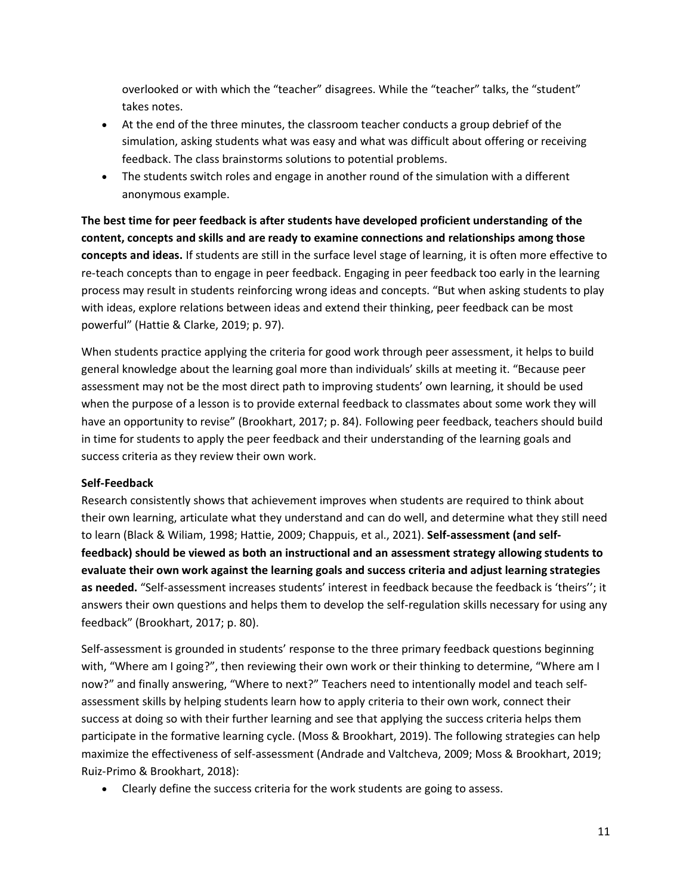overlooked or with which the "teacher" disagrees. While the "teacher" talks, the "student" takes notes.

- At the end of the three minutes, the classroom teacher conducts a group debrief of the simulation, asking students what was easy and what was difficult about offering or receiving feedback. The class brainstorms solutions to potential problems.
- The students switch roles and engage in another round of the simulation with a different anonymous example.

**The best time for peer feedback is after students have developed proficient understanding of the content, concepts and skills and are ready to examine connections and relationships among those concepts and ideas.** If students are still in the surface level stage of learning, it is often more effective to re-teach concepts than to engage in peer feedback. Engaging in peer feedback too early in the learning process may result in students reinforcing wrong ideas and concepts. "But when asking students to play with ideas, explore relations between ideas and extend their thinking, peer feedback can be most powerful" (Hattie & Clarke, 2019; p. 97).

When students practice applying the criteria for good work through peer assessment, it helps to build general knowledge about the learning goal more than individuals' skills at meeting it. "Because peer assessment may not be the most direct path to improving students' own learning, it should be used when the purpose of a lesson is to provide external feedback to classmates about some work they will have an opportunity to revise" (Brookhart, 2017; p. 84). Following peer feedback, teachers should build in time for students to apply the peer feedback and their understanding of the learning goals and success criteria as they review their own work.

**Self-Feedback**

Research consistently shows that achievement improves when students are required to think about their own learning, articulate what they understand and can do well, and determine what they still need to learn (Black & Wiliam, 1998; Hattie, 2009; Chappuis, et al., 2021). **Self-assessment (and self-feedback) should be viewed as both an instructional and an assessment strategy allowing students to evaluate their own work against the learning goals and success criteria and adjust learning strategies as needed.** "Self-assessment increases students' interest in feedback because the feedback is 'theirs''; it answers their own questions and helps them to develop the self-regulation skills necessary for using any feedback" (Brookhart, 2017; p. 80).

Self-assessment is grounded in students' response to the three primary feedback questions beginning with, "Where am I going?", then reviewing their own work or their thinking to determine, "Where am I now?" and finally answering, "Where to next?" Teachers need to intentionally model and teach self-assessment skills by helping students learn how to apply criteria to their own work, connect their success at doing so with their further learning and see that applying the success criteria helps them participate in the formative learning cycle. (Moss & Brookhart, 2019). The following strategies can help maximize the effectiveness of self-assessment (Andrade and Valtcheva, 2009; Moss & Brookhart, 2019; Ruiz-Primo & Brookhart, 2018):

- Clearly define the success criteria for the work students are going to assess.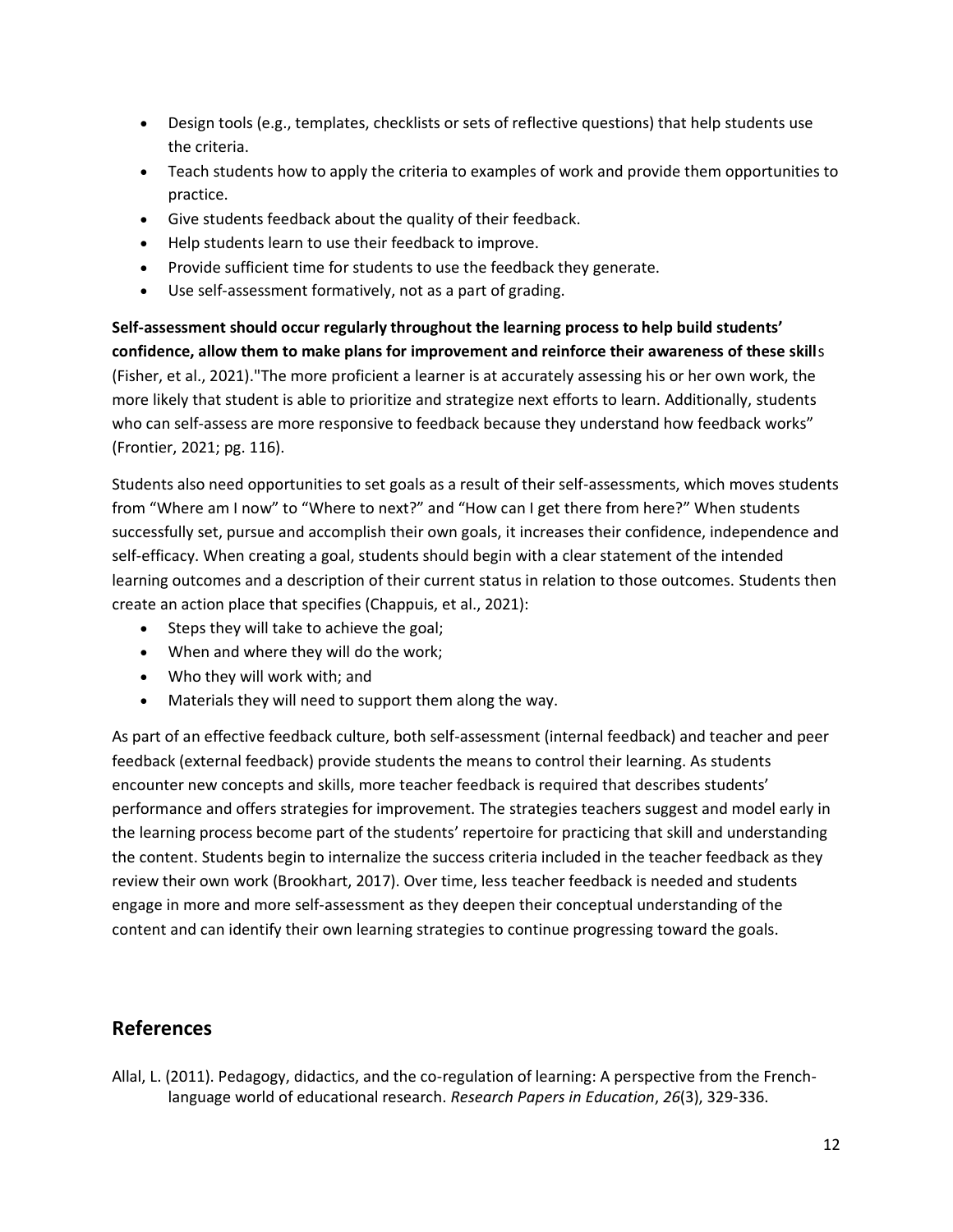- Design tools (e.g., templates, checklists or sets of reflective questions) that help students use the criteria.
- Teach students how to apply the criteria to examples of work and provide them opportunities to practice.
- Give students feedback about the quality of their feedback.
- Help students learn to use their feedback to improve.
- Provide sufficient time for students to use the feedback they generate.
- Use self-assessment formatively, not as a part of grading.

**Self-assessment should occur regularly throughout the learning process to help build students' confidence, allow them to make plans for improvement and reinforce their awareness of these skill**s (Fisher, et al., 2021)."The more proficient a learner is at accurately assessing his or her own work, the more likely that student is able to prioritize and strategize next efforts to learn. Additionally, students who can self-assess are more responsive to feedback because they understand how feedback works" (Frontier, 2021; pg. 116).

Students also need opportunities to set goals as a result of their self-assessments, which moves students from "Where am I now" to "Where to next?" and "How can I get there from here?" When students successfully set, pursue and accomplish their own goals, it increases their confidence, independence and self-efficacy. When creating a goal, students should begin with a clear statement of the intended learning outcomes and a description of their current status in relation to those outcomes. Students then create an action place that specifies (Chappuis, et al., 2021):

- Steps they will take to achieve the goal;
- When and where they will do the work;
- Who they will work with; and
- Materials they will need to support them along the way.

As part of an effective feedback culture, both self-assessment (internal feedback) and teacher and peer feedback (external feedback) provide students the means to control their learning. As students encounter new concepts and skills, more teacher feedback is required that describes students' performance and offers strategies for improvement. The strategies teachers suggest and model early in the learning process become part of the students' repertoire for practicing that skill and understanding the content. Students begin to internalize the success criteria included in the teacher feedback as they review their own work (Brookhart, 2017). Over time, less teacher feedback is needed and students engage in more and more self-assessment as they deepen their conceptual understanding of the content and can identify their own learning strategies to continue progressing toward the goals.

## References

Allal, L. (2011). Pedagogy, didactics, and the co-regulation of learning: A perspective from the French-language world of educational research. *Research Papers in Education*, *26*(3), 329-336.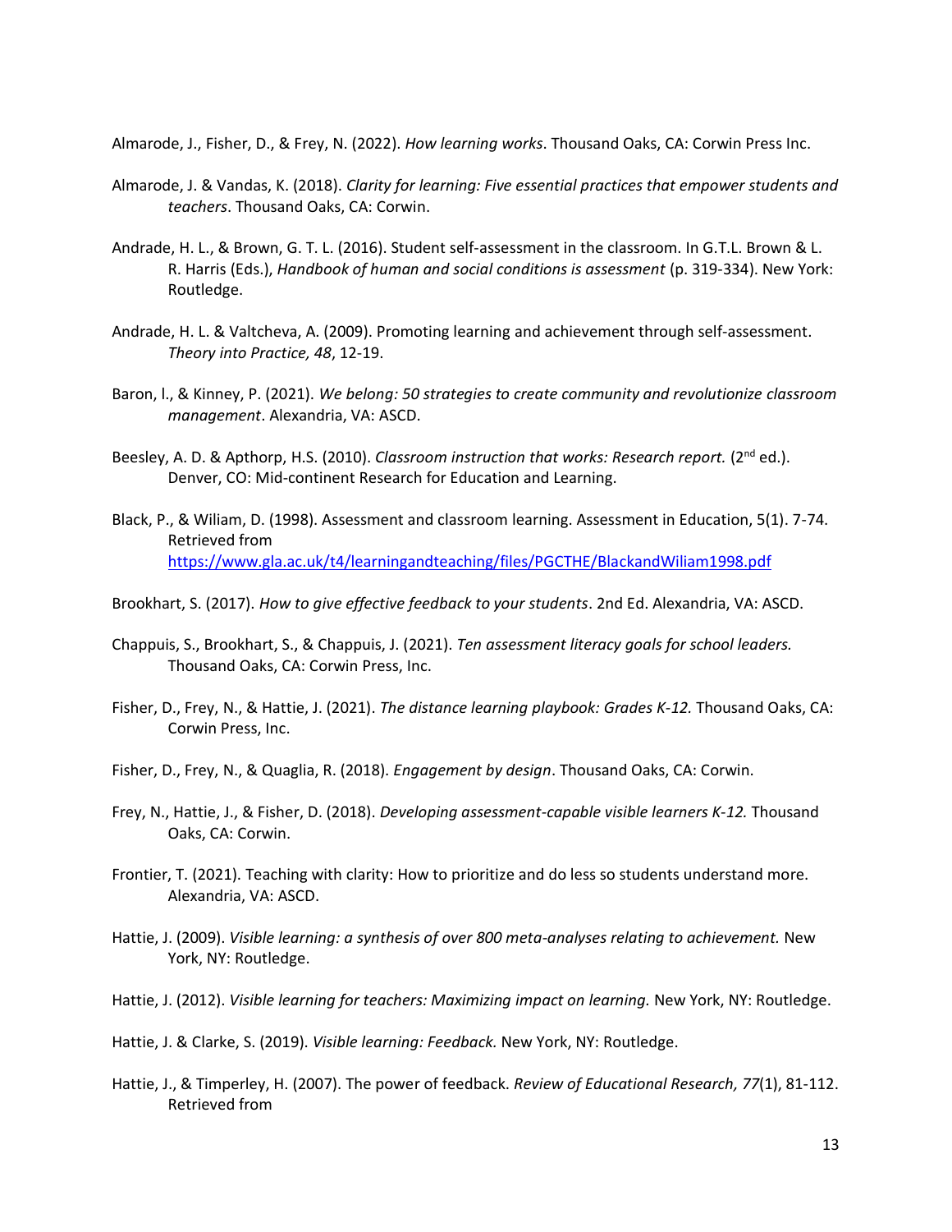Almarode, J., Fisher, D., & Frey, N. (2022). *How learning works*. Thousand Oaks, CA: Corwin Press Inc.

Almarode, J. & Vandas, K. (2018). *Clarity for learning: Five essential practices that empower students and teachers*. Thousand Oaks, CA: Corwin.

Andrade, H. L., & Brown, G. T. L. (2016). Student self-assessment in the classroom. In G.T.L. Brown & L. R. Harris (Eds.), *Handbook of human and social conditions is assessment* (p. 319-334). New York: Routledge.

Andrade, H. L. & Valtcheva, A. (2009). Promoting learning and achievement through self-assessment. *Theory into Practice, 48*, 12-19.

Baron, l., & Kinney, P. (2021). *We belong: 50 strategies to create community and revolutionize classroom management*. Alexandria, VA: ASCD.

Beesley, A. D. & Apthorp, H.S. (2010). *Classroom instruction that works: Research report.* (2nd ed.). Denver, CO: Mid-continent Research for Education and Learning.

Black, P., & Wiliam, D. (1998). Assessment and classroom learning. Assessment in Education, 5(1). 7-74. Retrieved from https://www.gla.ac.uk/t4/learningandteaching/files/PGCTHE/BlackandWiliam1998.pdf

Brookhart, S. (2017). *How to give effective feedback to your students*. 2nd Ed. Alexandria, VA: ASCD.

Chappuis, S., Brookhart, S., & Chappuis, J. (2021). *Ten assessment literacy goals for school leaders.* Thousand Oaks, CA: Corwin Press, Inc.

Fisher, D., Frey, N., & Hattie, J. (2021). *The distance learning playbook: Grades K-12.* Thousand Oaks, CA: Corwin Press, Inc.

Fisher, D., Frey, N., & Quaglia, R. (2018). *Engagement by design*. Thousand Oaks, CA: Corwin.

Frey, N., Hattie, J., & Fisher, D. (2018). *Developing assessment-capable visible learners K-12.* Thousand Oaks, CA: Corwin.

Frontier, T. (2021). Teaching with clarity: How to prioritize and do less so students understand more. Alexandria, VA: ASCD.

Hattie, J. (2009). *Visible learning: a synthesis of over 800 meta-analyses relating to achievement.* New York, NY: Routledge.

Hattie, J. (2012). *Visible learning for teachers: Maximizing impact on learning.* New York, NY: Routledge.

Hattie, J. & Clarke, S. (2019). *Visible learning: Feedback.* New York, NY: Routledge.

Hattie, J., & Timperley, H. (2007). The power of feedback. *Review of Educational Research, 77*(1), 81-112. Retrieved from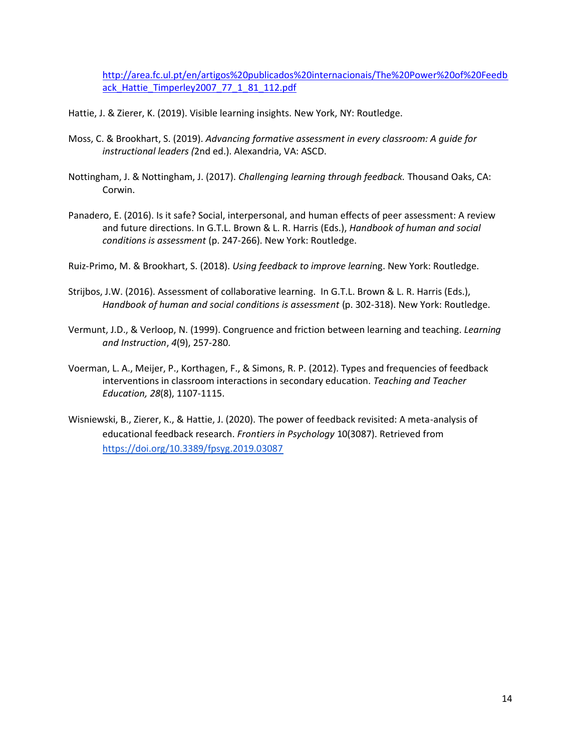http://area.fc.ul.pt/en/artigos%20publicados%20internacionais/The%20Power%20of%20Feedback_Hattie_Timperley2007_77_1_81_112.pdf

Hattie, J. & Zierer, K. (2019). Visible learning insights. New York, NY: Routledge.

Moss, C. & Brookhart, S. (2019). *Advancing formative assessment in every classroom: A guide for instructional leaders (*2nd ed.). Alexandria, VA: ASCD.

Nottingham, J. & Nottingham, J. (2017). *Challenging learning through feedback.* Thousand Oaks, CA: Corwin.

Panadero, E. (2016). Is it safe? Social, interpersonal, and human effects of peer assessment: A review and future directions. In G.T.L. Brown & L. R. Harris (Eds.), *Handbook of human and social conditions is assessment* (p. 247-266). New York: Routledge.

Ruiz-Primo, M. & Brookhart, S. (2018). *Using feedback to improve learni*ng. New York: Routledge.

Strijbos, J.W. (2016). Assessment of collaborative learning. In G.T.L. Brown & L. R. Harris (Eds.), *Handbook of human and social conditions is assessment* (p. 302-318). New York: Routledge.

Vermunt, J.D., & Verloop, N. (1999). Congruence and friction between learning and teaching. *Learning and Instruction*, *4*(9), 257-280.

Voerman, L. A., Meijer, P., Korthagen, F., & Simons, R. P. (2012). Types and frequencies of feedback interventions in classroom interactions in secondary education. *Teaching and Teacher Education, 28*(8), 1107-1115.

Wisniewski, B., Zierer, K., & Hattie, J. (2020). The power of feedback revisited: A meta-analysis of educational feedback research. *Frontiers in Psychology* 10(3087). Retrieved from https://doi.org/10.3389/fpsyg.2019.03087